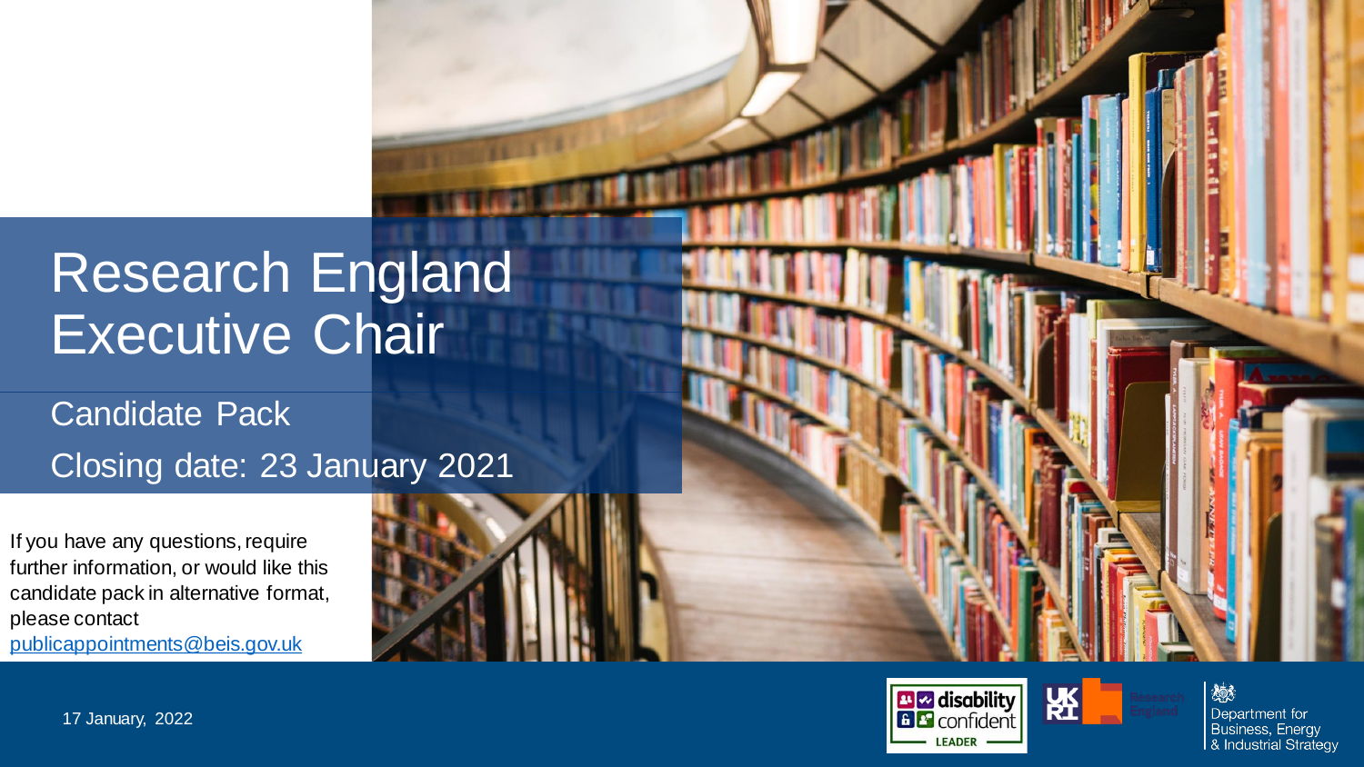# Research England Executive Chair

## Candidate Pack

Closing date: 23 January 2021

If you have any questions, require further information, or would like this candidate pack in alternative format, please contact publicappointments@beis.gov.uk

17 January, 2022

disability confident LEADER

UKRI Research England

Department for Business, Energy & Industrial Strategy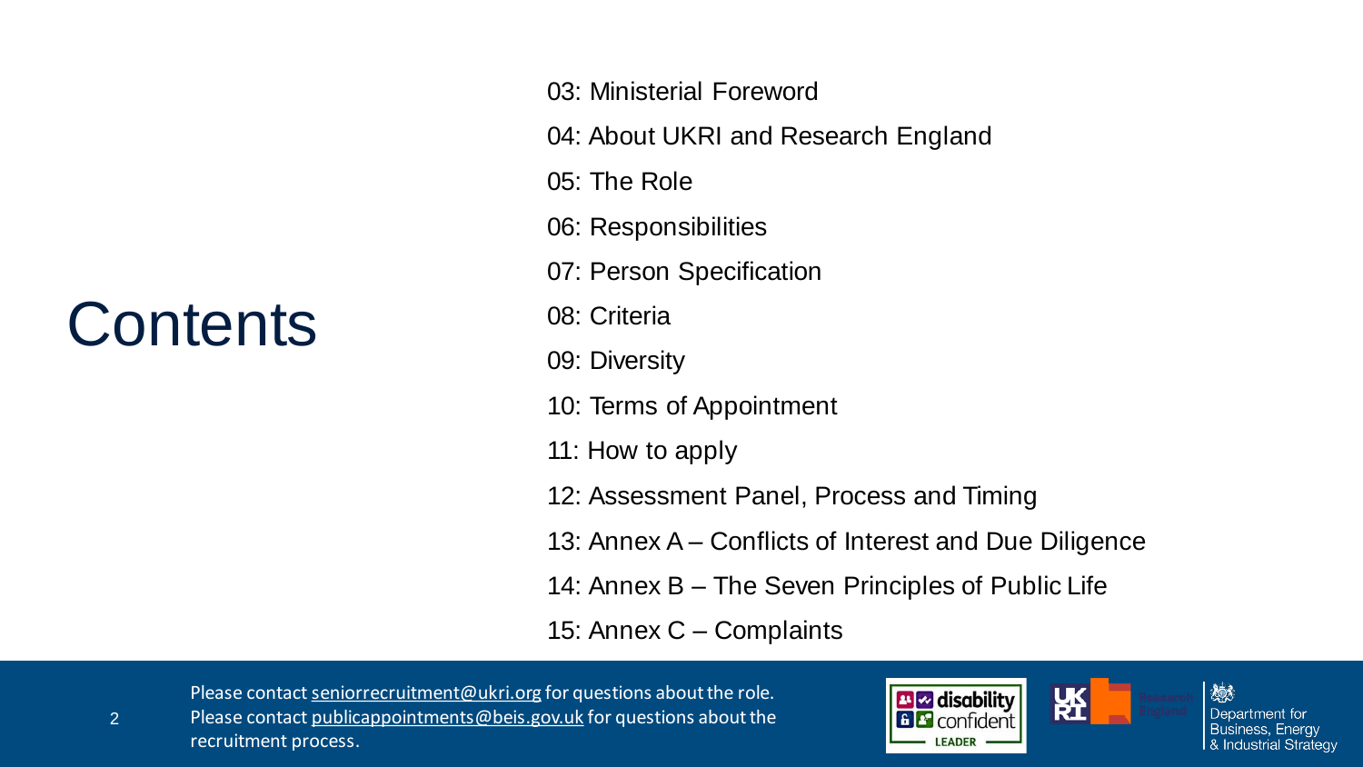# Contents

03: Ministerial Foreword

04: About UKRI and Research England

05: The Role

06: Responsibilities

07: Person Specification

08: Criteria

09: Diversity

10: Terms of Appointment

11: How to apply

12: Assessment Panel, Process and Timing

13: Annex A – Conflicts of Interest and Due Diligence

14: Annex B – The Seven Principles of Public Life

15: Annex C – Complaints

Please contact seniorrecruitment@ukri.org for questions about the role.
Please contact publicappointments@beis.gov.uk for questions about the recruitment process.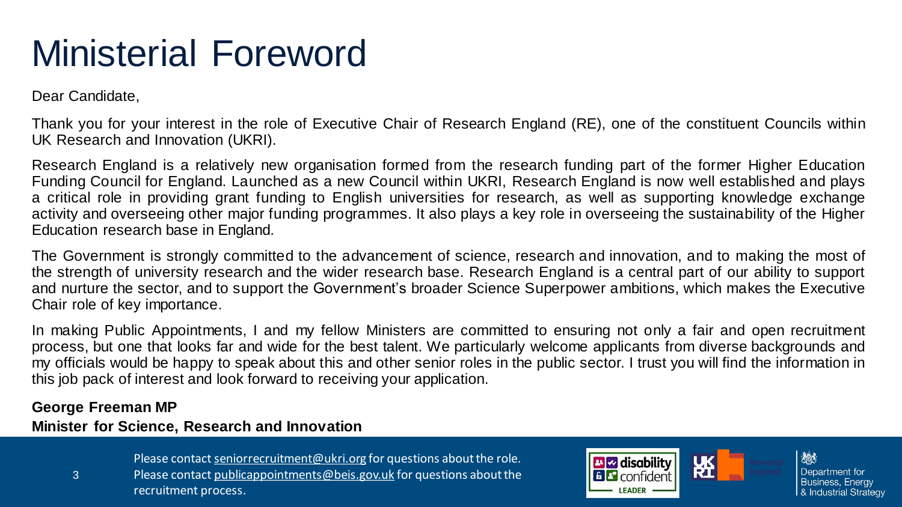# Ministerial Foreword

Dear Candidate,

Thank you for your interest in the role of Executive Chair of Research England (RE), one of the constituent Councils within UK Research and Innovation (UKRI).

Research England is a relatively new organisation formed from the research funding part of the former Higher Education Funding Council for England. Launched as a new Council within UKRI, Research England is now well established and plays a critical role in providing grant funding to English universities for research, as well as supporting knowledge exchange activity and overseeing other major funding programmes. It also plays a key role in overseeing the sustainability of the Higher Education research base in England.

The Government is strongly committed to the advancement of science, research and innovation, and to making the most of the strength of university research and the wider research base. Research England is a central part of our ability to support and nurture the sector, and to support the Government's broader Science Superpower ambitions, which makes the Executive Chair role of key importance.

In making Public Appointments, I and my fellow Ministers are committed to ensuring not only a fair and open recruitment process, but one that looks far and wide for the best talent. We particularly welcome applicants from diverse backgrounds and my officials would be happy to speak about this and other senior roles in the public sector. I trust you will find the information in this job pack of interest and look forward to receiving your application.

**George Freeman MP**
**Minister for Science, Research and Innovation**

Please contact seniorrecruitment@ukri.org for questions about the role.
Please contact publicappointments@beis.gov.uk for questions about the recruitment process.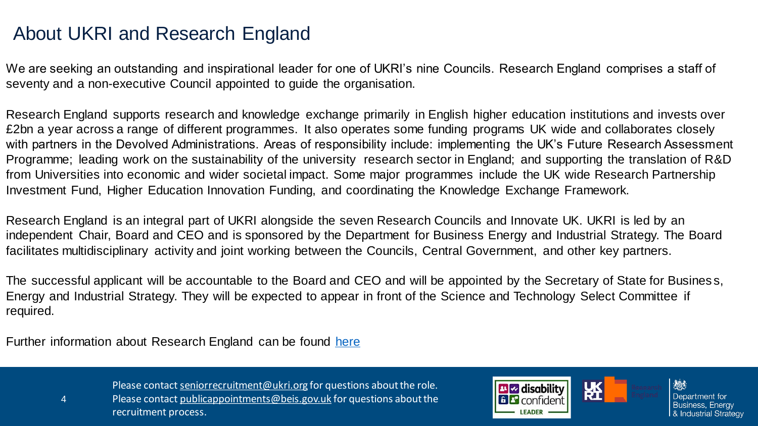# About UKRI and Research England

We are seeking an outstanding and inspirational leader for one of UKRI's nine Councils. Research England comprises a staff of seventy and a non-executive Council appointed to guide the organisation.

Research England supports research and knowledge exchange primarily in English higher education institutions and invests over £2bn a year across a range of different programmes. It also operates some funding programs UK wide and collaborates closely with partners in the Devolved Administrations. Areas of responsibility include: implementing the UK's Future Research Assessment Programme; leading work on the sustainability of the university research sector in England; and supporting the translation of R&D from Universities into economic and wider societal impact. Some major programmes include the UK wide Research Partnership Investment Fund, Higher Education Innovation Funding, and coordinating the Knowledge Exchange Framework.

Research England is an integral part of UKRI alongside the seven Research Councils and Innovate UK. UKRI is led by an independent Chair, Board and CEO and is sponsored by the Department for Business Energy and Industrial Strategy. The Board facilitates multidisciplinary activity and joint working between the Councils, Central Government, and other key partners.

The successful applicant will be accountable to the Board and CEO and will be appointed by the Secretary of State for Business, Energy and Industrial Strategy. They will be expected to appear in front of the Science and Technology Select Committee if required.

Further information about Research England can be found here

Please contact seniorrecruitment@ukri.org for questions about the role.
Please contact publicappointments@beis.gov.uk for questions about the recruitment process.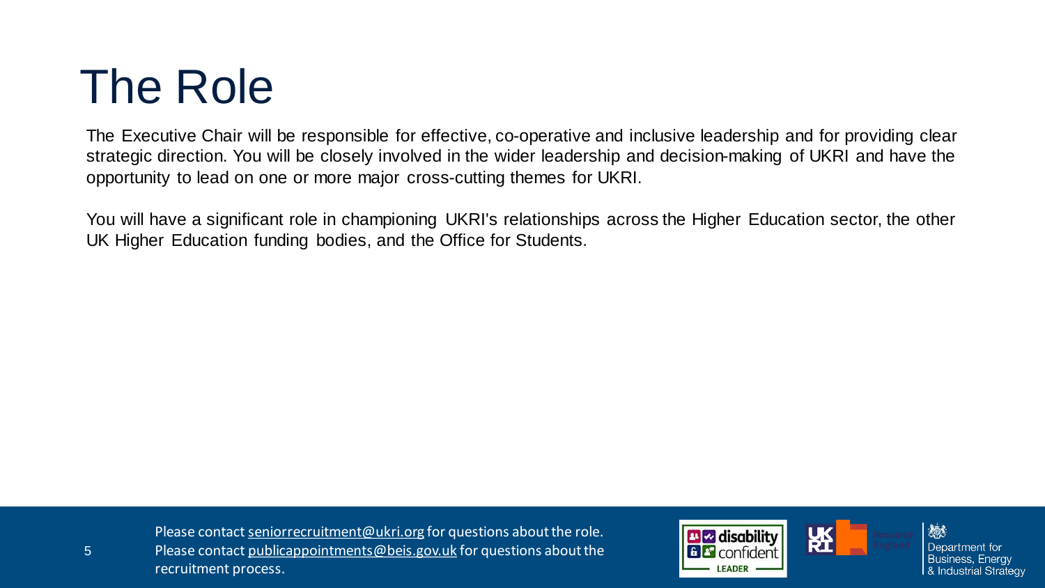# The Role

The Executive Chair will be responsible for effective, co-operative and inclusive leadership and for providing clear strategic direction. You will be closely involved in the wider leadership and decision-making of UKRI and have the opportunity to lead on one or more major cross-cutting themes for UKRI.

You will have a significant role in championing UKRI's relationships across the Higher Education sector, the other UK Higher Education funding bodies, and the Office for Students.

Please contact seniorrecruitment@ukri.org for questions about the role.
Please contact publicappointments@beis.gov.uk for questions about the recruitment process.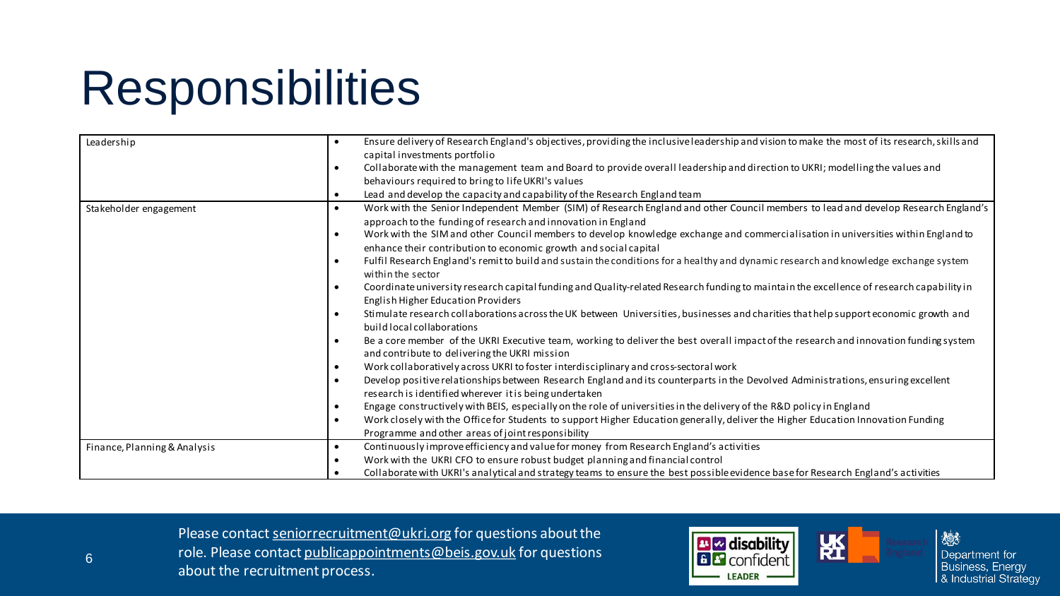# Responsibilities

| | |
|---|---|
| Leadership | • Ensure delivery of Research England's objectives, providing the inclusive leadership and vision to make the most of its research, skills and capital investments portfolio<br>• Collaborate with the management team and Board to provide overall leadership and direction to UKRI; modelling the values and behaviours required to bring to life UKRI's values<br>• Lead and develop the capacity and capability of the Research England team |
| Stakeholder engagement | • Work with the Senior Independent Member (SIM) of Research England and other Council members to lead and develop Research England's approach to the funding of research and innovation in England<br>• Work with the SIM and other Council members to develop knowledge exchange and commercialisation in universities within England to enhance their contribution to economic growth and social capital<br>• Fulfil Research England's remit to build and sustain the conditions for a healthy and dynamic research and knowledge exchange system within the sector<br>• Coordinate university research capital funding and Quality-related Research funding to maintain the excellence of research capability in English Higher Education Providers<br>• Stimulate research collaborations across the UK between Universities, businesses and charities that help support economic growth and build local collaborations<br>• Be a core member of the UKRI Executive team, working to deliver the best overall impact of the research and innovation funding system and contribute to delivering the UKRI mission<br>• Work collaboratively across UKRI to foster interdisciplinary and cross-sectoral work<br>• Develop positive relationships between Research England and its counterparts in the Devolved Administrations, ensuring excellent research is identified wherever it is being undertaken<br>• Engage constructively with BEIS, especially on the role of universities in the delivery of the R&D policy in England<br>• Work closely with the Office for Students to support Higher Education generally, deliver the Higher Education Innovation Funding Programme and other areas of joint responsibility |
| Finance, Planning & Analysis | • Continuously improve efficiency and value for money from Research England's activities<br>• Work with the UKRI CFO to ensure robust budget planning and financial control<br>• Collaborate with UKRI's analytical and strategy teams to ensure the best possible evidence base for Research England's activities |

Please contact seniorrecruitment@ukri.org for questions about the role. Please contact publicappointments@beis.gov.uk for questions about the recruitment process.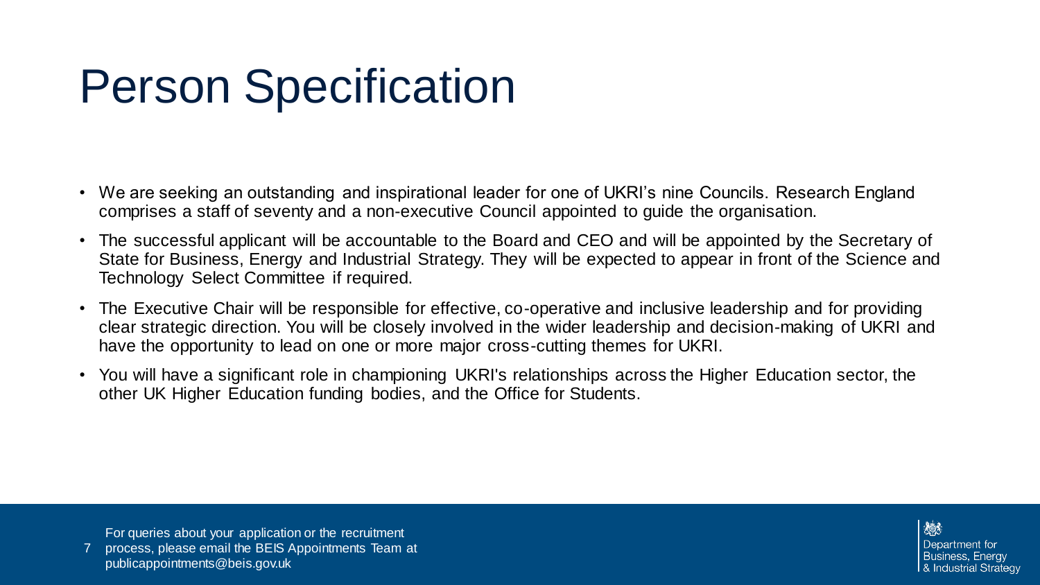# Person Specification

- We are seeking an outstanding and inspirational leader for one of UKRI's nine Councils. Research England comprises a staff of seventy and a non-executive Council appointed to guide the organisation.
- The successful applicant will be accountable to the Board and CEO and will be appointed by the Secretary of State for Business, Energy and Industrial Strategy. They will be expected to appear in front of the Science and Technology Select Committee if required.
- The Executive Chair will be responsible for effective, co-operative and inclusive leadership and for providing clear strategic direction. You will be closely involved in the wider leadership and decision-making of UKRI and have the opportunity to lead on one or more major cross-cutting themes for UKRI.
- You will have a significant role in championing UKRI's relationships across the Higher Education sector, the other UK Higher Education funding bodies, and the Office for Students.

For queries about your application or the recruitment process, please email the BEIS Appointments Team at publicappointments@beis.gov.uk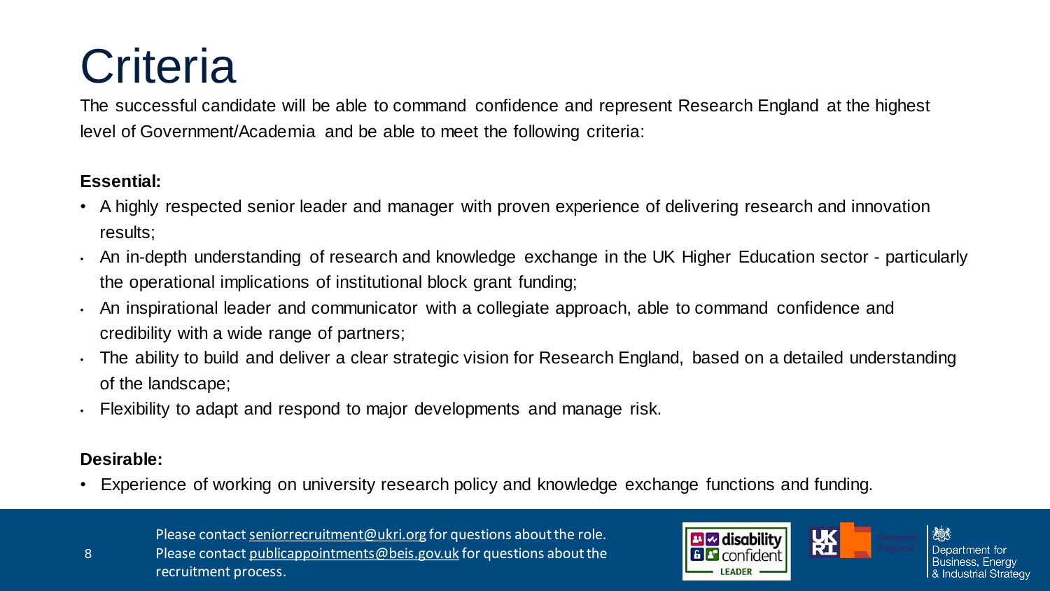# Criteria

The successful candidate will be able to command confidence and represent Research England at the highest level of Government/Academia and be able to meet the following criteria:

**Essential:**

- A highly respected senior leader and manager with proven experience of delivering research and innovation results;
- An in-depth understanding of research and knowledge exchange in the UK Higher Education sector - particularly the operational implications of institutional block grant funding;
- An inspirational leader and communicator with a collegiate approach, able to command confidence and credibility with a wide range of partners;
- The ability to build and deliver a clear strategic vision for Research England, based on a detailed understanding of the landscape;
- Flexibility to adapt and respond to major developments and manage risk.

**Desirable:**

- Experience of working on university research policy and knowledge exchange functions and funding.

Please contact seniorrecruitment@ukri.org for questions about the role.
Please contact publicappointments@beis.gov.uk for questions about the recruitment process.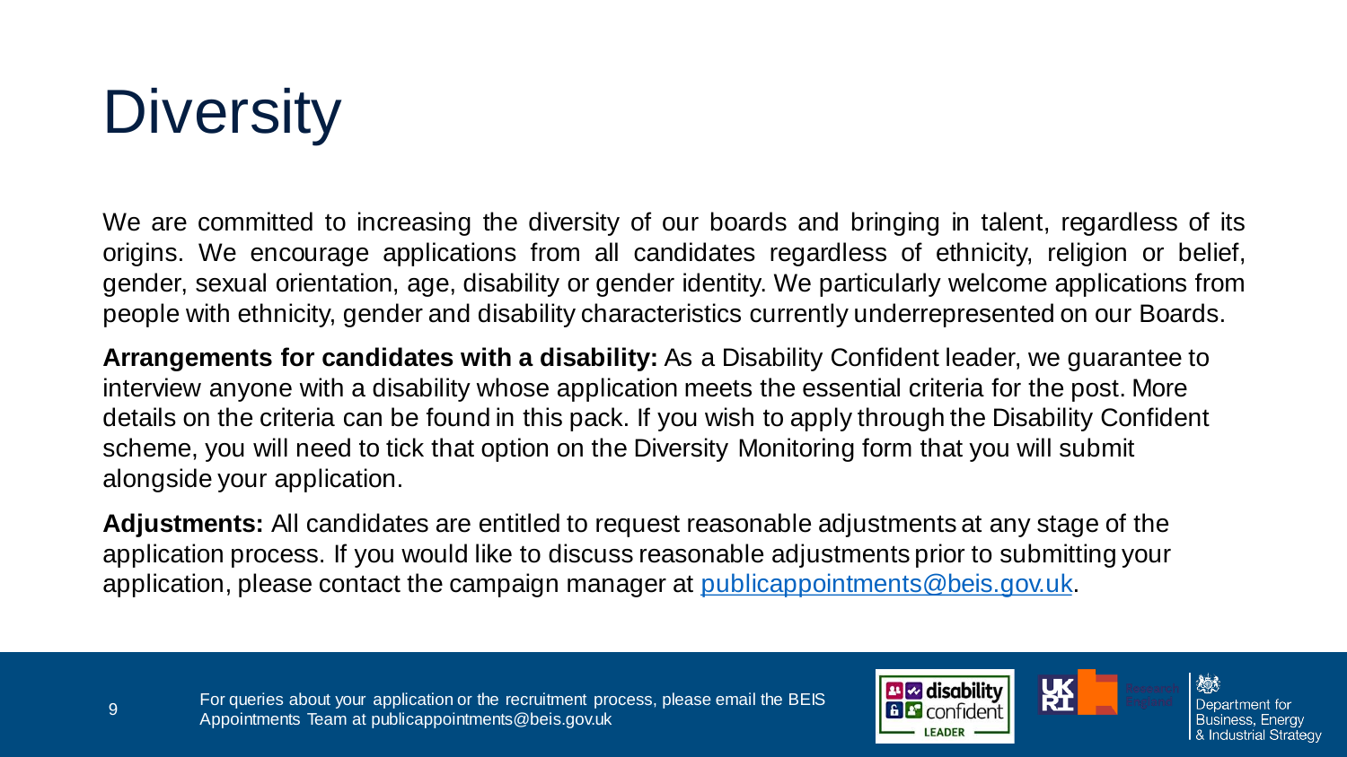# Diversity

We are committed to increasing the diversity of our boards and bringing in talent, regardless of its origins. We encourage applications from all candidates regardless of ethnicity, religion or belief, gender, sexual orientation, age, disability or gender identity. We particularly welcome applications from people with ethnicity, gender and disability characteristics currently underrepresented on our Boards.

**Arrangements for candidates with a disability:** As a Disability Confident leader, we guarantee to interview anyone with a disability whose application meets the essential criteria for the post. More details on the criteria can be found in this pack. If you wish to apply through the Disability Confident scheme, you will need to tick that option on the Diversity Monitoring form that you will submit alongside your application.

**Adjustments:** All candidates are entitled to request reasonable adjustments at any stage of the application process. If you would like to discuss reasonable adjustments prior to submitting your application, please contact the campaign manager at publicappointments@beis.gov.uk.

For queries about your application or the recruitment process, please email the BEIS Appointments Team at publicappointments@beis.gov.uk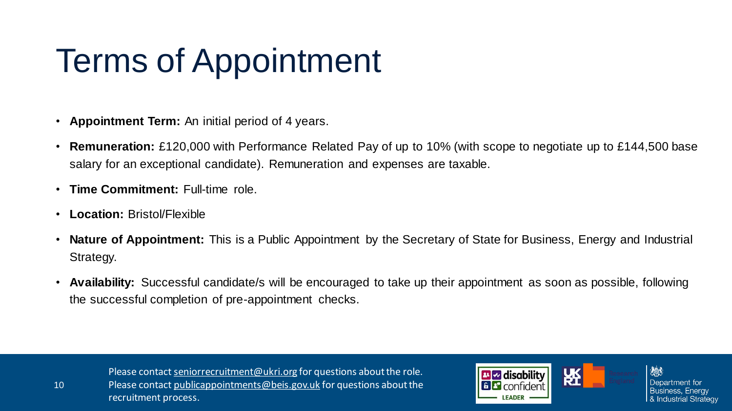# Terms of Appointment

- **Appointment Term:** An initial period of 4 years.
- **Remuneration:** £120,000 with Performance Related Pay of up to 10% (with scope to negotiate up to £144,500 base salary for an exceptional candidate). Remuneration and expenses are taxable.
- **Time Commitment:** Full-time role.
- **Location:** Bristol/Flexible
- **Nature of Appointment:** This is a Public Appointment by the Secretary of State for Business, Energy and Industrial Strategy.
- **Availability:** Successful candidate/s will be encouraged to take up their appointment as soon as possible, following the successful completion of pre-appointment checks.

Please contact seniorrecruitment@ukri.org for questions about the role.
Please contact publicappointments@beis.gov.uk for questions about the recruitment process.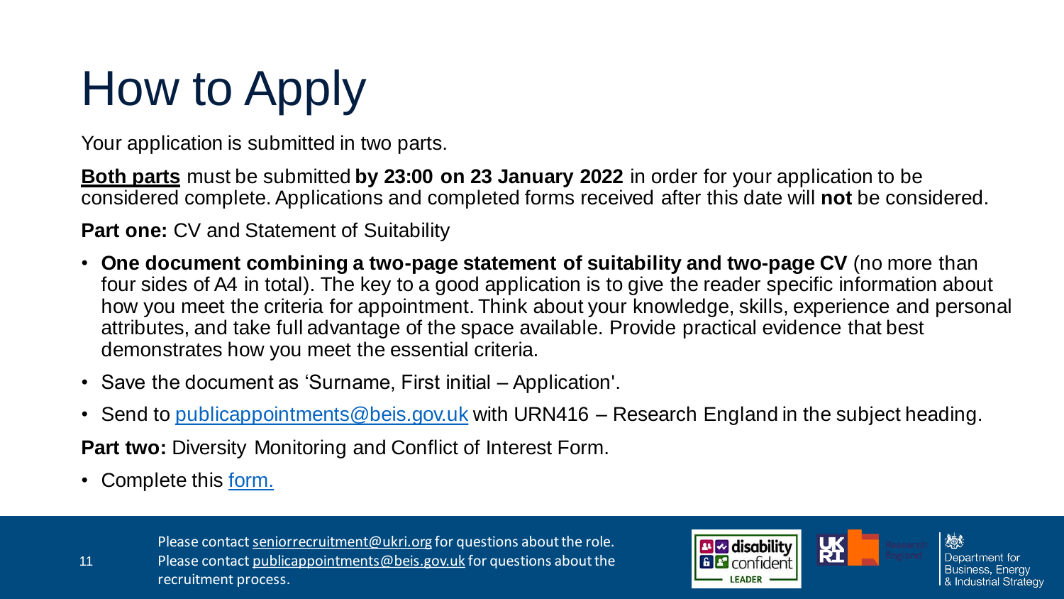# How to Apply

Your application is submitted in two parts.

**Both parts** must be submitted **by 23:00 on 23 January 2022** in order for your application to be considered complete. Applications and completed forms received after this date will **not** be considered.

**Part one:** CV and Statement of Suitability

- **One document combining a two-page statement of suitability and two-page CV** (no more than four sides of A4 in total). The key to a good application is to give the reader specific information about how you meet the criteria for appointment. Think about your knowledge, skills, experience and personal attributes, and take full advantage of the space available. Provide practical evidence that best demonstrates how you meet the essential criteria.
- Save the document as 'Surname, First initial – Application'.
- Send to publicappointments@beis.gov.uk with URN416 – Research England in the subject heading.

**Part two:** Diversity Monitoring and Conflict of Interest Form.

- Complete this form.

Please contact seniorrecruitment@ukri.org for questions about the role.
Please contact publicappointments@beis.gov.uk for questions about the recruitment process.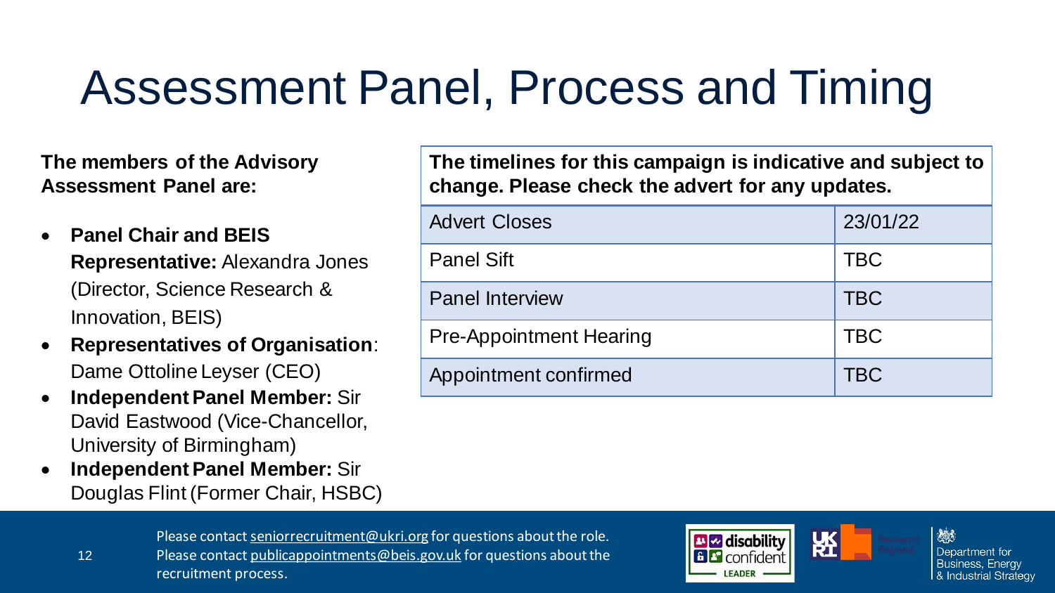# Assessment Panel, Process and Timing

**The members of the Advisory Assessment Panel are:**

- **Panel Chair and BEIS Representative:** Alexandra Jones (Director, Science Research & Innovation, BEIS)
- **Representatives of Organisation**: Dame Ottoline Leyser (CEO)
- **Independent Panel Member:** Sir David Eastwood (Vice-Chancellor, University of Birmingham)
- **Independent Panel Member:** Sir Douglas Flint (Former Chair, HSBC)

| **The timelines for this campaign is indicative and subject to change. Please check the advert for any updates.** | |
|---|---|
| Advert Closes | 23/01/22 |
| Panel Sift | TBC |
| Panel Interview | TBC |
| Pre-Appointment Hearing | TBC |
| Appointment confirmed | TBC |

Please contact seniorrecruitment@ukri.org for questions about the role.
Please contact publicappointments@beis.gov.uk for questions about the recruitment process.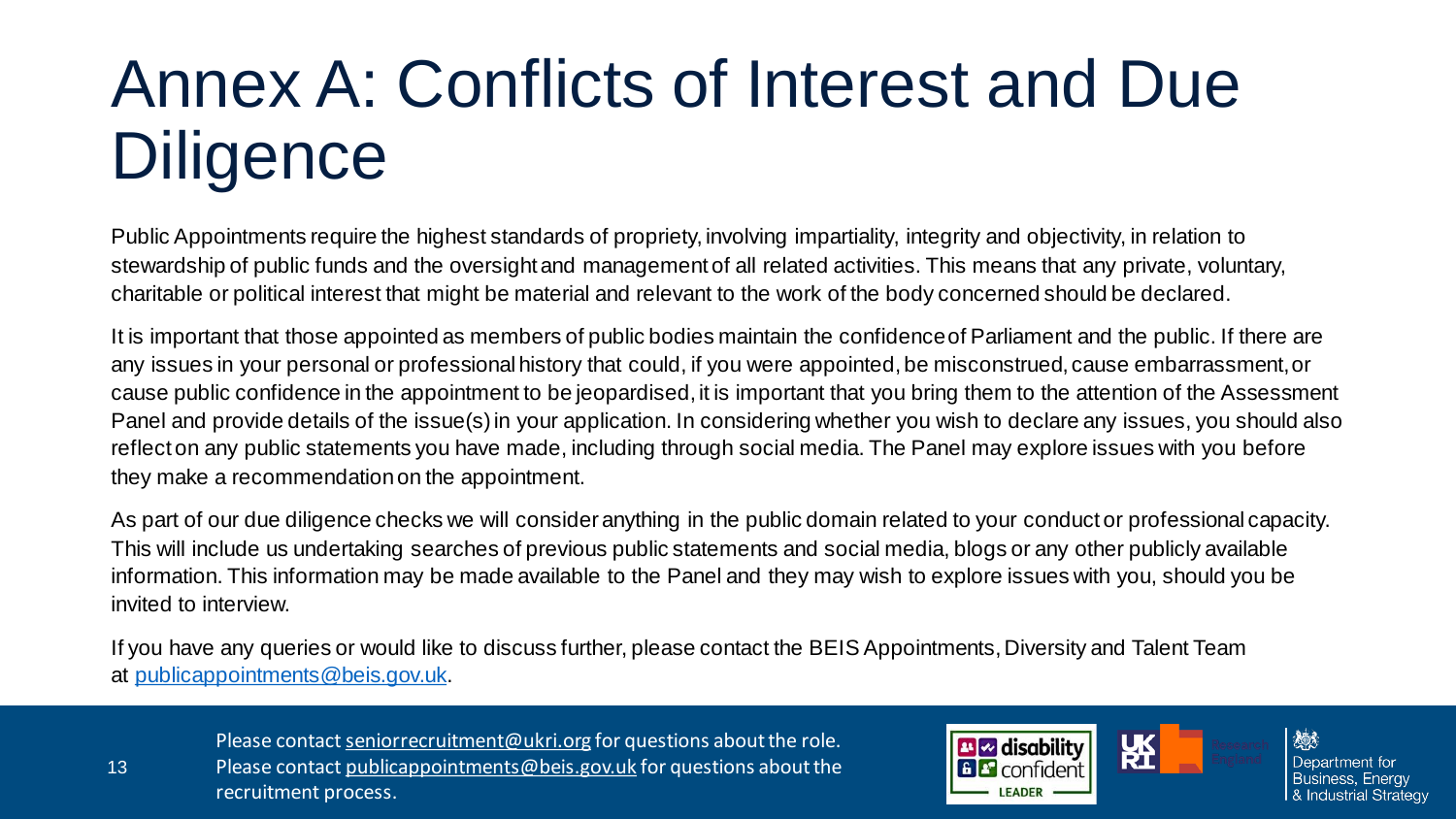# Annex A: Conflicts of Interest and Due Diligence

Public Appointments require the highest standards of propriety, involving impartiality, integrity and objectivity, in relation to stewardship of public funds and the oversight and management of all related activities. This means that any private, voluntary, charitable or political interest that might be material and relevant to the work of the body concerned should be declared.

It is important that those appointed as members of public bodies maintain the confidence of Parliament and the public. If there are any issues in your personal or professional history that could, if you were appointed, be misconstrued, cause embarrassment, or cause public confidence in the appointment to be jeopardised, it is important that you bring them to the attention of the Assessment Panel and provide details of the issue(s) in your application. In considering whether you wish to declare any issues, you should also reflect on any public statements you have made, including through social media. The Panel may explore issues with you before they make a recommendation on the appointment.

As part of our due diligence checks we will consider anything in the public domain related to your conduct or professional capacity. This will include us undertaking searches of previous public statements and social media, blogs or any other publicly available information. This information may be made available to the Panel and they may wish to explore issues with you, should you be invited to interview.

If you have any queries or would like to discuss further, please contact the BEIS Appointments, Diversity and Talent Team at publicappointments@beis.gov.uk.

Please contact seniorrecruitment@ukri.org for questions about the role.
Please contact publicappointments@beis.gov.uk for questions about the recruitment process.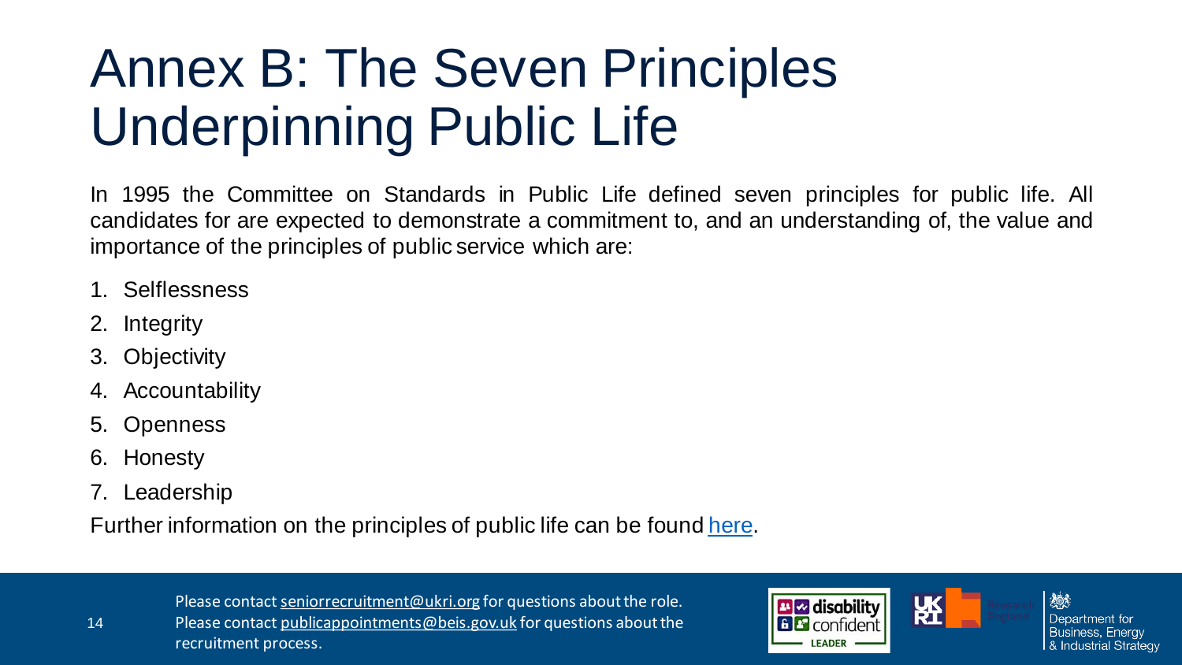# Annex B: The Seven Principles Underpinning Public Life

In 1995 the Committee on Standards in Public Life defined seven principles for public life. All candidates for are expected to demonstrate a commitment to, and an understanding of, the value and importance of the principles of public service which are:

1. Selflessness
2. Integrity
3. Objectivity
4. Accountability
5. Openness
6. Honesty
7. Leadership

Further information on the principles of public life can be found here.

Please contact seniorrecruitment@ukri.org for questions about the role.
Please contact publicappointments@beis.gov.uk for questions about the recruitment process.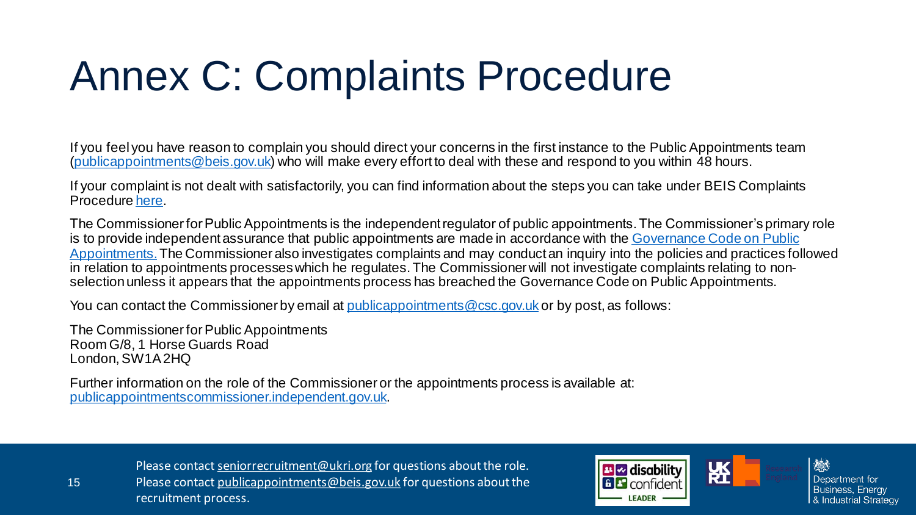# Annex C: Complaints Procedure

If you feel you have reason to complain you should direct your concerns in the first instance to the Public Appointments team (publicappointments@beis.gov.uk) who will make every effort to deal with these and respond to you within 48 hours.

If your complaint is not dealt with satisfactorily, you can find information about the steps you can take under BEIS Complaints Procedure here.

The Commissioner for Public Appointments is the independent regulator of public appointments. The Commissioner's primary role is to provide independent assurance that public appointments are made in accordance with the Governance Code on Public Appointments. The Commissioner also investigates complaints and may conduct an inquiry into the policies and practices followed in relation to appointments processes which he regulates. The Commissioner will not investigate complaints relating to non-selection unless it appears that the appointments process has breached the Governance Code on Public Appointments.

You can contact the Commissioner by email at publicappointments@csc.gov.uk or by post, as follows:

The Commissioner for Public Appointments
Room G/8, 1 Horse Guards Road
London, SW1A 2HQ

Further information on the role of the Commissioner or the appointments process is available at: publicappointmentscommissioner.independent.gov.uk.

Please contact seniorrecruitment@ukri.org for questions about the role.
Please contact publicappointments@beis.gov.uk for questions about the recruitment process.